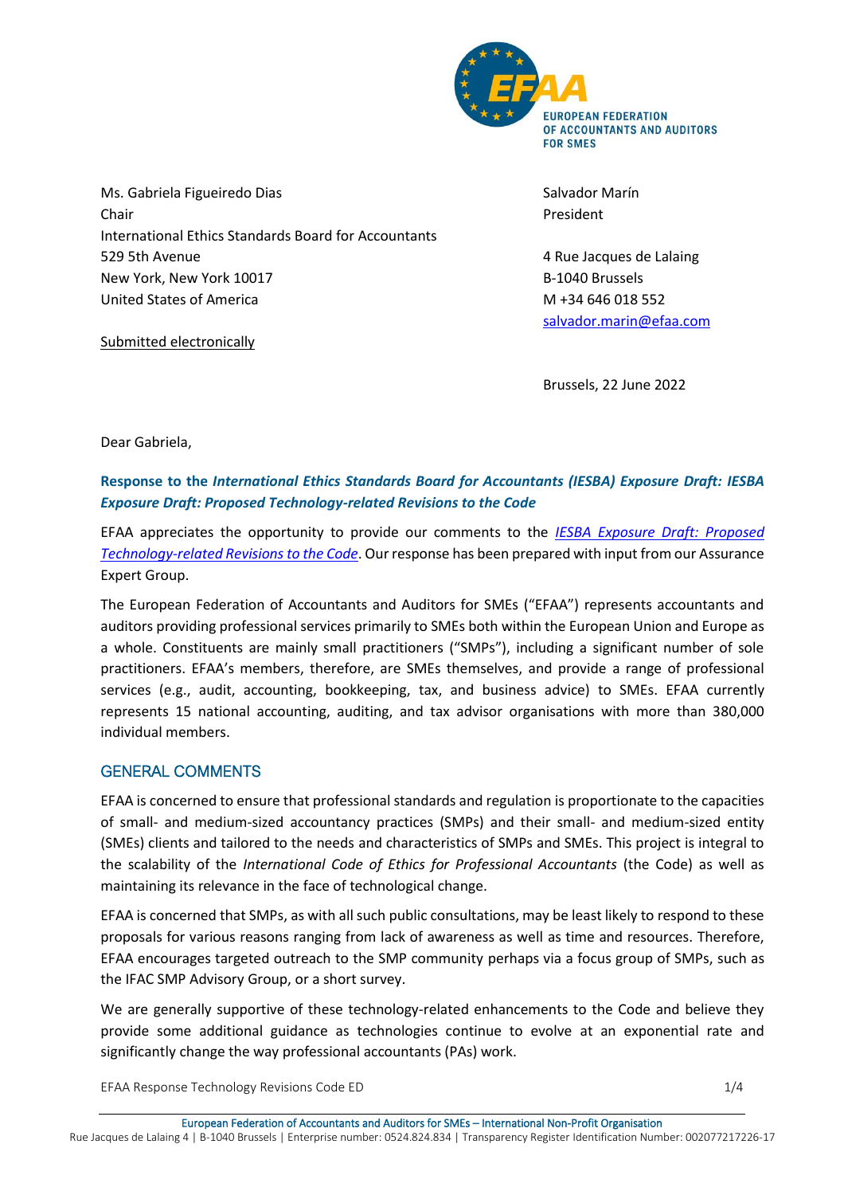Ms. Gabriela Figueiredo Dias
Chair
International Ethics Standards Board for Accountants
529 5th Avenue
New York, New York 10017
United States of America

Submitted electronically

Salvador Marín
President

4 Rue Jacques de Lalaing
B-1040 Brussels
M +34 646 018 552
salvador.marin@efaa.com

Brussels, 22 June 2022

Dear Gabriela,

**Response to the *International Ethics Standards Board for Accountants (IESBA) Exposure Draft: IESBA Exposure Draft: Proposed Technology-related Revisions to the Code***

EFAA appreciates the opportunity to provide our comments to the *IESBA Exposure Draft: Proposed Technology-related Revisions to the Code*. Our response has been prepared with input from our Assurance Expert Group.

The European Federation of Accountants and Auditors for SMEs ("EFAA") represents accountants and auditors providing professional services primarily to SMEs both within the European Union and Europe as a whole. Constituents are mainly small practitioners ("SMPs"), including a significant number of sole practitioners. EFAA's members, therefore, are SMEs themselves, and provide a range of professional services (e.g., audit, accounting, bookkeeping, tax, and business advice) to SMEs. EFAA currently represents 15 national accounting, auditing, and tax advisor organisations with more than 380,000 individual members.

## GENERAL COMMENTS

EFAA is concerned to ensure that professional standards and regulation is proportionate to the capacities of small- and medium-sized accountancy practices (SMPs) and their small- and medium-sized entity (SMEs) clients and tailored to the needs and characteristics of SMPs and SMEs. This project is integral to the scalability of the *International Code of Ethics for Professional Accountants* (the Code) as well as maintaining its relevance in the face of technological change.

EFAA is concerned that SMPs, as with all such public consultations, may be least likely to respond to these proposals for various reasons ranging from lack of awareness as well as time and resources. Therefore, EFAA encourages targeted outreach to the SMP community perhaps via a focus group of SMPs, such as the IFAC SMP Advisory Group, or a short survey.

We are generally supportive of these technology-related enhancements to the Code and believe they provide some additional guidance as technologies continue to evolve at an exponential rate and significantly change the way professional accountants (PAs) work.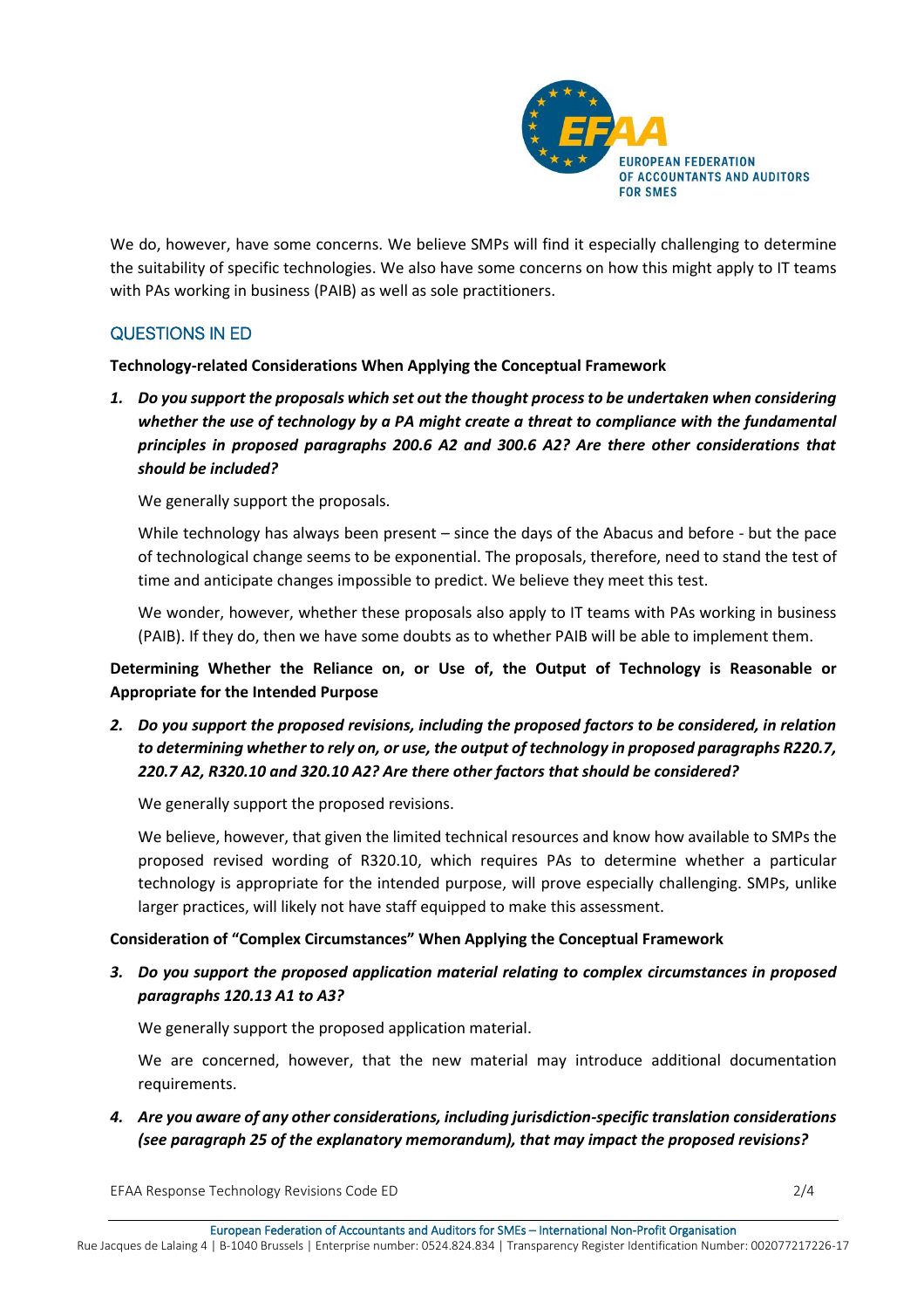We do, however, have some concerns. We believe SMPs will find it especially challenging to determine the suitability of specific technologies. We also have some concerns on how this might apply to IT teams with PAs working in business (PAIB) as well as sole practitioners.

## QUESTIONS IN ED

**Technology-related Considerations When Applying the Conceptual Framework**

1. ***Do you support the proposals which set out the thought process to be undertaken when considering whether the use of technology by a PA might create a threat to compliance with the fundamental principles in proposed paragraphs 200.6 A2 and 300.6 A2? Are there other considerations that should be included?***

   We generally support the proposals.

   While technology has always been present – since the days of the Abacus and before - but the pace of technological change seems to be exponential. The proposals, therefore, need to stand the test of time and anticipate changes impossible to predict. We believe they meet this test.

   We wonder, however, whether these proposals also apply to IT teams with PAs working in business (PAIB). If they do, then we have some doubts as to whether PAIB will be able to implement them.

**Determining Whether the Reliance on, or Use of, the Output of Technology is Reasonable or Appropriate for the Intended Purpose**

2. ***Do you support the proposed revisions, including the proposed factors to be considered, in relation to determining whether to rely on, or use, the output of technology in proposed paragraphs R220.7, 220.7 A2, R320.10 and 320.10 A2? Are there other factors that should be considered?***

   We generally support the proposed revisions.

   We believe, however, that given the limited technical resources and know how available to SMPs the proposed revised wording of R320.10, which requires PAs to determine whether a particular technology is appropriate for the intended purpose, will prove especially challenging. SMPs, unlike larger practices, will likely not have staff equipped to make this assessment.

**Consideration of "Complex Circumstances" When Applying the Conceptual Framework**

3. ***Do you support the proposed application material relating to complex circumstances in proposed paragraphs 120.13 A1 to A3?***

   We generally support the proposed application material.

   We are concerned, however, that the new material may introduce additional documentation requirements.

4. ***Are you aware of any other considerations, including jurisdiction-specific translation considerations (see paragraph 25 of the explanatory memorandum), that may impact the proposed revisions?***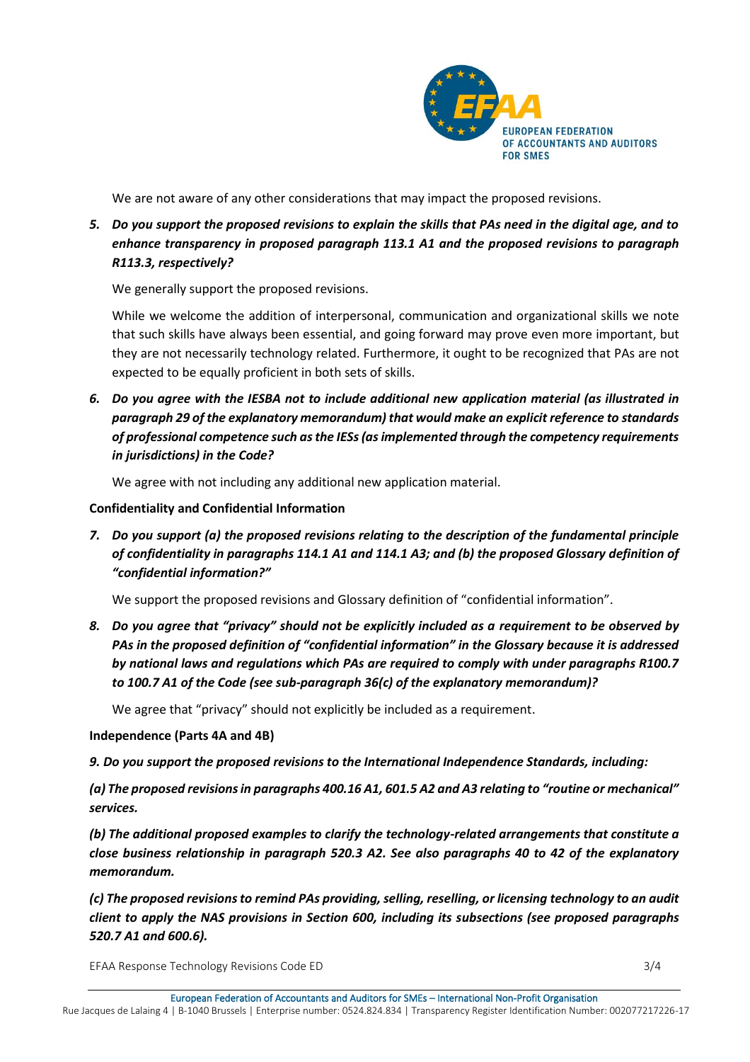We are not aware of any other considerations that may impact the proposed revisions.

5. ***Do you support the proposed revisions to explain the skills that PAs need in the digital age, and to enhance transparency in proposed paragraph 113.1 A1 and the proposed revisions to paragraph R113.3, respectively?***

   We generally support the proposed revisions.

   While we welcome the addition of interpersonal, communication and organizational skills we note that such skills have always been essential, and going forward may prove even more important, but they are not necessarily technology related. Furthermore, it ought to be recognized that PAs are not expected to be equally proficient in both sets of skills.

6. ***Do you agree with the IESBA not to include additional new application material (as illustrated in paragraph 29 of the explanatory memorandum) that would make an explicit reference to standards of professional competence such as the IESs (as implemented through the competency requirements in jurisdictions) in the Code?***

   We agree with not including any additional new application material.

**Confidentiality and Confidential Information**

7. ***Do you support (a) the proposed revisions relating to the description of the fundamental principle of confidentiality in paragraphs 114.1 A1 and 114.1 A3; and (b) the proposed Glossary definition of "confidential information?"***

   We support the proposed revisions and Glossary definition of "confidential information".

8. ***Do you agree that "privacy" should not be explicitly included as a requirement to be observed by PAs in the proposed definition of "confidential information" in the Glossary because it is addressed by national laws and regulations which PAs are required to comply with under paragraphs R100.7 to 100.7 A1 of the Code (see sub-paragraph 36(c) of the explanatory memorandum)?***

   We agree that "privacy" should not explicitly be included as a requirement.

**Independence (Parts 4A and 4B)**

***9. Do you support the proposed revisions to the International Independence Standards, including:***

***(a) The proposed revisions in paragraphs 400.16 A1, 601.5 A2 and A3 relating to "routine or mechanical" services.***

***(b) The additional proposed examples to clarify the technology-related arrangements that constitute a close business relationship in paragraph 520.3 A2. See also paragraphs 40 to 42 of the explanatory memorandum.***

***(c) The proposed revisions to remind PAs providing, selling, reselling, or licensing technology to an audit client to apply the NAS provisions in Section 600, including its subsections (see proposed paragraphs 520.7 A1 and 600.6).***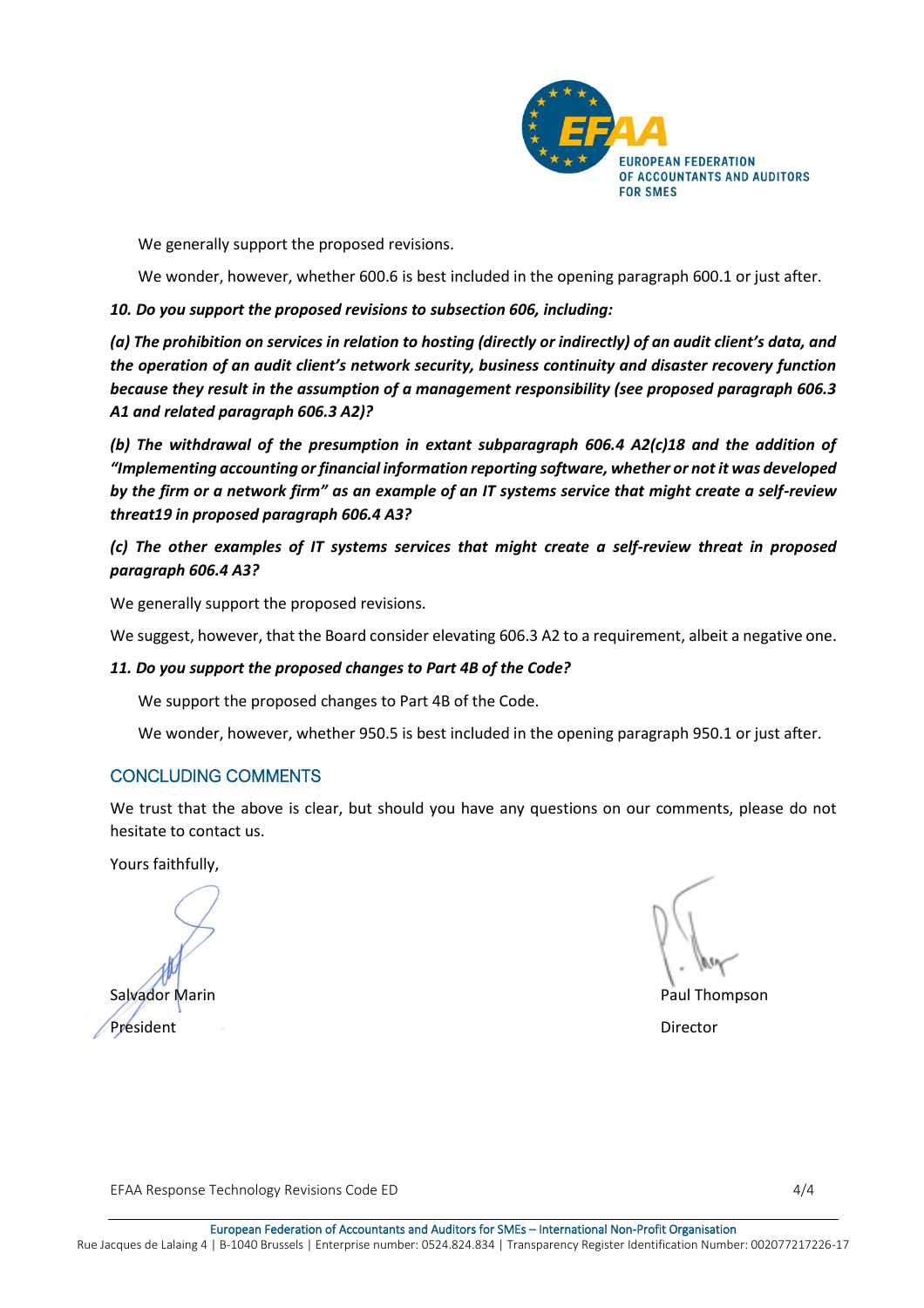We generally support the proposed revisions.

We wonder, however, whether 600.6 is best included in the opening paragraph 600.1 or just after.

***10. Do you support the proposed revisions to subsection 606, including:***

***(a) The prohibition on services in relation to hosting (directly or indirectly) of an audit client's data, and the operation of an audit client's network security, business continuity and disaster recovery function because they result in the assumption of a management responsibility (see proposed paragraph 606.3 A1 and related paragraph 606.3 A2)?***

***(b) The withdrawal of the presumption in extant subparagraph 606.4 A2(c)18 and the addition of "Implementing accounting or financial information reporting software, whether or not it was developed by the firm or a network firm" as an example of an IT systems service that might create a self-review threat19 in proposed paragraph 606.4 A3?***

***(c) The other examples of IT systems services that might create a self-review threat in proposed paragraph 606.4 A3?***

We generally support the proposed revisions.

We suggest, however, that the Board consider elevating 606.3 A2 to a requirement, albeit a negative one.

***11. Do you support the proposed changes to Part 4B of the Code?***

We support the proposed changes to Part 4B of the Code.

We wonder, however, whether 950.5 is best included in the opening paragraph 950.1 or just after.

## CONCLUDING COMMENTS

We trust that the above is clear, but should you have any questions on our comments, please do not hesitate to contact us.

Yours faithfully,

Salvador Marin
President

Paul Thompson
Director

European Federation of Accountants and Auditors for SMEs – International Non-Profit Organisation
Rue Jacques de Lalaing 4 | B-1040 Brussels | Enterprise number: 0524.824.834 | Transparency Register Identification Number: 002077217226-17